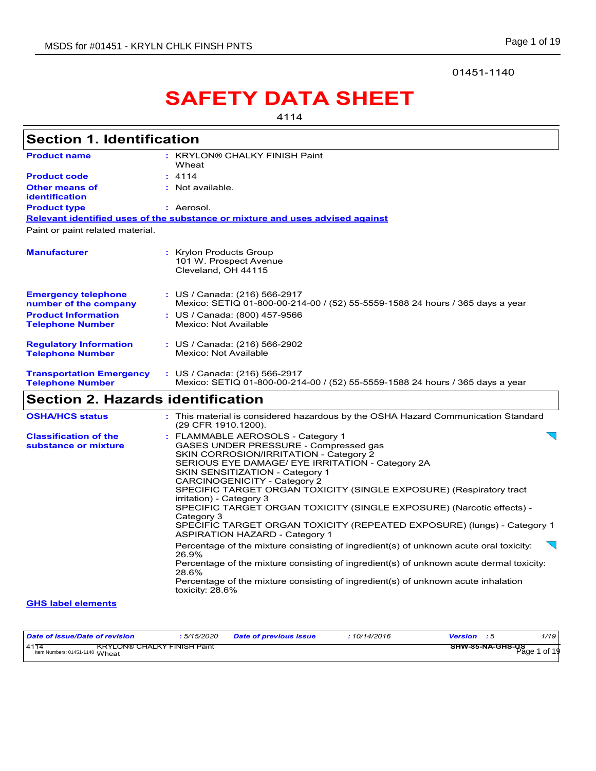01451-1140

# SAFETY DATA SHEET

4114

## Section 1. Identification

| | |
|---|---|
| **Product name** | : KRYLON® CHALKY FINISH Paint Wheat |
| **Product code** | : 4114 |
| **Other means of identification** | : Not available. |
| **Product type** | : Aerosol. |

**Relevant identified uses of the substance or mixture and uses advised against**

Paint or paint related material.

| | |
|---|---|
| **Manufacturer** | : Krylon Products Group<br>101 W. Prospect Avenue<br>Cleveland, OH 44115 |
| **Emergency telephone number of the company** | : US / Canada: (216) 566-2917<br>Mexico: SETIQ 01-800-00-214-00 / (52) 55-5559-1588 24 hours / 365 days a year |
| **Product Information Telephone Number** | : US / Canada: (800) 457-9566<br>Mexico: Not Available |
| **Regulatory Information Telephone Number** | : US / Canada: (216) 566-2902<br>Mexico: Not Available |
| **Transportation Emergency Telephone Number** | : US / Canada: (216) 566-2917<br>Mexico: SETIQ 01-800-00-214-00 / (52) 55-5559-1588 24 hours / 365 days a year |

## Section 2. Hazards identification

**OSHA/HCS status** : This material is considered hazardous by the OSHA Hazard Communication Standard (29 CFR 1910.1200).

**Classification of the substance or mixture** :

FLAMMABLE AEROSOLS - Category 1
GASES UNDER PRESSURE - Compressed gas
SKIN CORROSION/IRRITATION - Category 2
SERIOUS EYE DAMAGE/ EYE IRRITATION - Category 2A
SKIN SENSITIZATION - Category 1
CARCINOGENICITY - Category 2
SPECIFIC TARGET ORGAN TOXICITY (SINGLE EXPOSURE) (Respiratory tract irritation) - Category 3
SPECIFIC TARGET ORGAN TOXICITY (SINGLE EXPOSURE) (Narcotic effects) - Category 3
SPECIFIC TARGET ORGAN TOXICITY (REPEATED EXPOSURE) (lungs) - Category 1
ASPIRATION HAZARD - Category 1

Percentage of the mixture consisting of ingredient(s) of unknown acute oral toxicity: 26.9%
Percentage of the mixture consisting of ingredient(s) of unknown acute dermal toxicity: 28.6%
Percentage of the mixture consisting of ingredient(s) of unknown acute inhalation toxicity: 28.6%

**GHS label elements**

| Date of issue/Date of revision | : 5/15/2020 | Date of previous issue | : 10/14/2016 | Version | : 5 |
|---|---|---|---|---|---|

4114 KRYLON® CHALKY FINISH Paint Wheat — Item Numbers: 01451-1140 — SHW-85-NA-GHS-US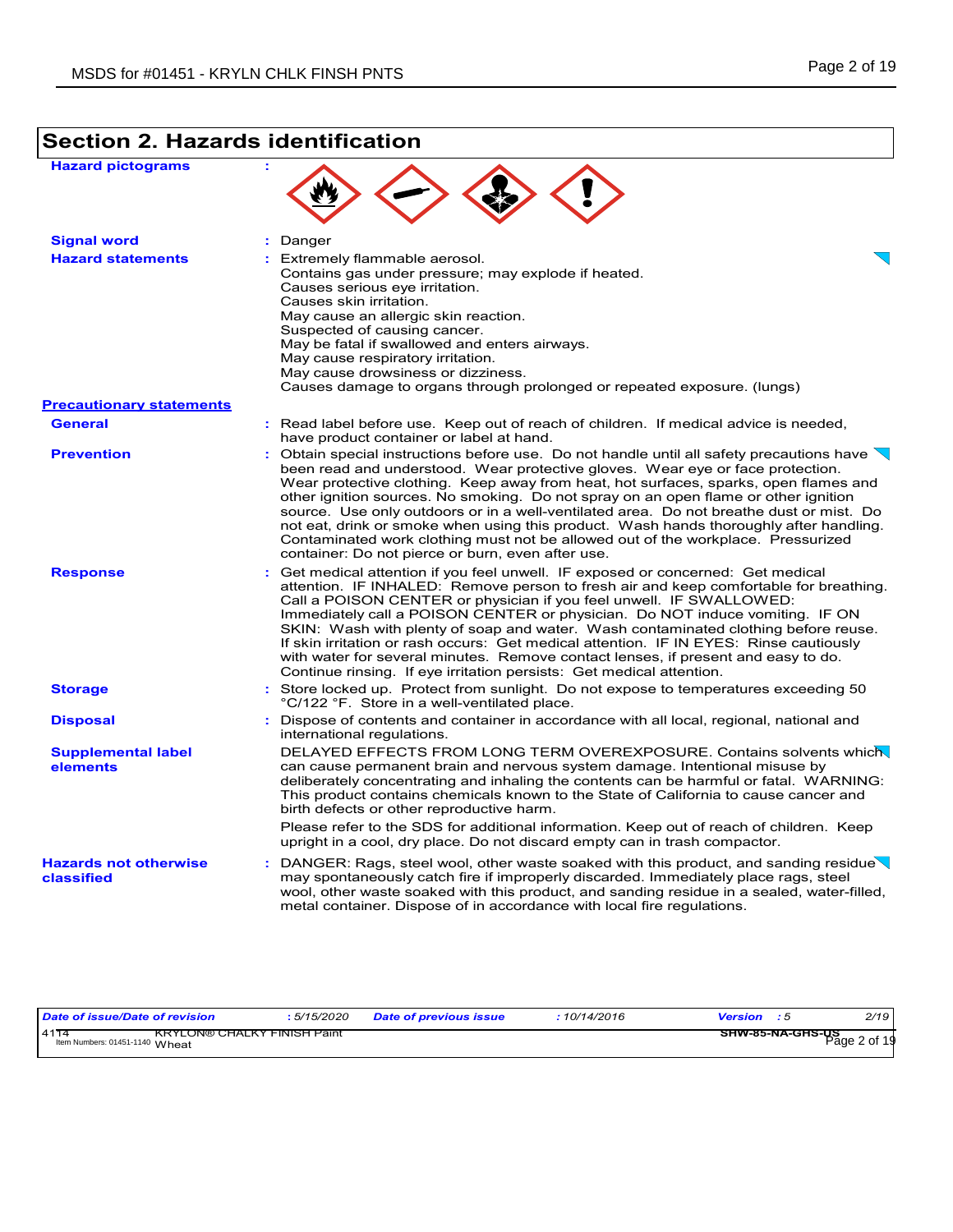## Section 2. Hazards identification

**Hazard pictograms** :

**Signal word** : Danger

**Hazard statements** : Extremely flammable aerosol.
Contains gas under pressure; may explode if heated.
Causes serious eye irritation.
Causes skin irritation.
May cause an allergic skin reaction.
Suspected of causing cancer.
May be fatal if swallowed and enters airways.
May cause respiratory irritation.
May cause drowsiness or dizziness.
Causes damage to organs through prolonged or repeated exposure. (lungs)

**Precautionary statements**

**General** : Read label before use. Keep out of reach of children. If medical advice is needed, have product container or label at hand.

**Prevention** : Obtain special instructions before use. Do not handle until all safety precautions have been read and understood. Wear protective gloves. Wear eye or face protection. Wear protective clothing. Keep away from heat, hot surfaces, sparks, open flames and other ignition sources. No smoking. Do not spray on an open flame or other ignition source. Use only outdoors or in a well-ventilated area. Do not breathe dust or mist. Do not eat, drink or smoke when using this product. Wash hands thoroughly after handling. Contaminated work clothing must not be allowed out of the workplace. Pressurized container: Do not pierce or burn, even after use.

**Response** : Get medical attention if you feel unwell. IF exposed or concerned: Get medical attention. IF INHALED: Remove person to fresh air and keep comfortable for breathing. Call a POISON CENTER or physician if you feel unwell. IF SWALLOWED: Immediately call a POISON CENTER or physician. Do NOT induce vomiting. IF ON SKIN: Wash with plenty of soap and water. Wash contaminated clothing before reuse. If skin irritation or rash occurs: Get medical attention. IF IN EYES: Rinse cautiously with water for several minutes. Remove contact lenses, if present and easy to do. Continue rinsing. If eye irritation persists: Get medical attention.

**Storage** : Store locked up. Protect from sunlight. Do not expose to temperatures exceeding 50 °C/122 °F. Store in a well-ventilated place.

**Disposal** : Dispose of contents and container in accordance with all local, regional, national and international regulations.

**Supplemental label elements** DELAYED EFFECTS FROM LONG TERM OVEREXPOSURE. Contains solvents which can cause permanent brain and nervous system damage. Intentional misuse by deliberately concentrating and inhaling the contents can be harmful or fatal. WARNING: This product contains chemicals known to the State of California to cause cancer and birth defects or other reproductive harm.

Please refer to the SDS for additional information. Keep out of reach of children. Keep upright in a cool, dry place. Do not discard empty can in trash compactor.

**Hazards not otherwise classified** : DANGER: Rags, steel wool, other waste soaked with this product, and sanding residue may spontaneously catch fire if improperly discarded. Immediately place rags, steel wool, other waste soaked with this product, and sanding residue in a sealed, water-filled, metal container. Dispose of in accordance with local fire regulations.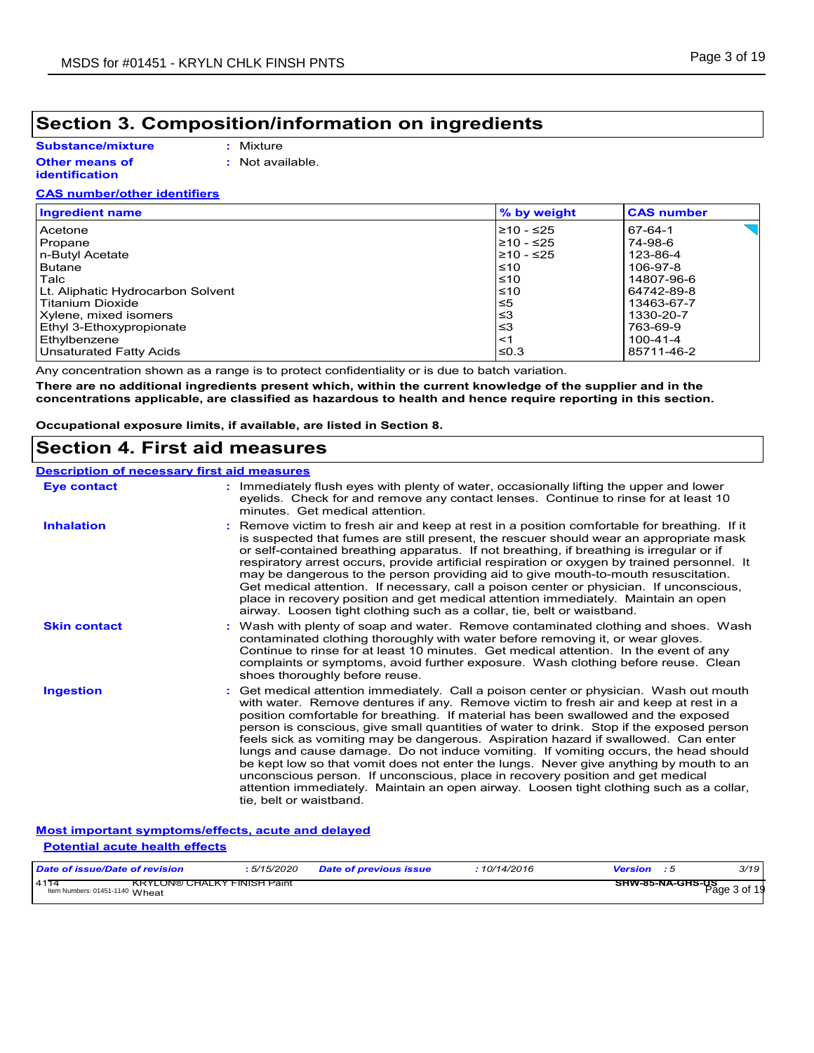## Section 3. Composition/information on ingredients

**Substance/mixture** : Mixture

**Other means of identification** : Not available.

**CAS number/other identifiers**

| Ingredient name | % by weight | CAS number |
| --- | --- | --- |
| Acetone | ≥10 - ≤25 | 67-64-1 |
| Propane | ≥10 - ≤25 | 74-98-6 |
| n-Butyl Acetate | ≥10 - ≤25 | 123-86-4 |
| Butane | ≤10 | 106-97-8 |
| Talc | ≤10 | 14807-96-6 |
| Lt. Aliphatic Hydrocarbon Solvent | ≤10 | 64742-89-8 |
| Titanium Dioxide | ≤5 | 13463-67-7 |
| Xylene, mixed isomers | ≤3 | 1330-20-7 |
| Ethyl 3-Ethoxypropionate | ≤3 | 763-69-9 |
| Ethylbenzene | <1 | 100-41-4 |
| Unsaturated Fatty Acids | ≤0.3 | 85711-46-2 |

Any concentration shown as a range is to protect confidentiality or is due to batch variation.

**There are no additional ingredients present which, within the current knowledge of the supplier and in the concentrations applicable, are classified as hazardous to health and hence require reporting in this section.**

**Occupational exposure limits, if available, are listed in Section 8.**

## Section 4. First aid measures

**Description of necessary first aid measures**

**Eye contact** : Immediately flush eyes with plenty of water, occasionally lifting the upper and lower eyelids. Check for and remove any contact lenses. Continue to rinse for at least 10 minutes. Get medical attention.

**Inhalation** : Remove victim to fresh air and keep at rest in a position comfortable for breathing. If it is suspected that fumes are still present, the rescuer should wear an appropriate mask or self-contained breathing apparatus. If not breathing, if breathing is irregular or if respiratory arrest occurs, provide artificial respiration or oxygen by trained personnel. It may be dangerous to the person providing aid to give mouth-to-mouth resuscitation. Get medical attention. If necessary, call a poison center or physician. If unconscious, place in recovery position and get medical attention immediately. Maintain an open airway. Loosen tight clothing such as a collar, tie, belt or waistband.

**Skin contact** : Wash with plenty of soap and water. Remove contaminated clothing and shoes. Wash contaminated clothing thoroughly with water before removing it, or wear gloves. Continue to rinse for at least 10 minutes. Get medical attention. In the event of any complaints or symptoms, avoid further exposure. Wash clothing before reuse. Clean shoes thoroughly before reuse.

**Ingestion** : Get medical attention immediately. Call a poison center or physician. Wash out mouth with water. Remove dentures if any. Remove victim to fresh air and keep at rest in a position comfortable for breathing. If material has been swallowed and the exposed person is conscious, give small quantities of water to drink. Stop if the exposed person feels sick as vomiting may be dangerous. Aspiration hazard if swallowed. Can enter lungs and cause damage. Do not induce vomiting. If vomiting occurs, the head should be kept low so that vomit does not enter the lungs. Never give anything by mouth to an unconscious person. If unconscious, place in recovery position and get medical attention immediately. Maintain an open airway. Loosen tight clothing such as a collar, tie, belt or waistband.

**Most important symptoms/effects, acute and delayed**

**Potential acute health effects**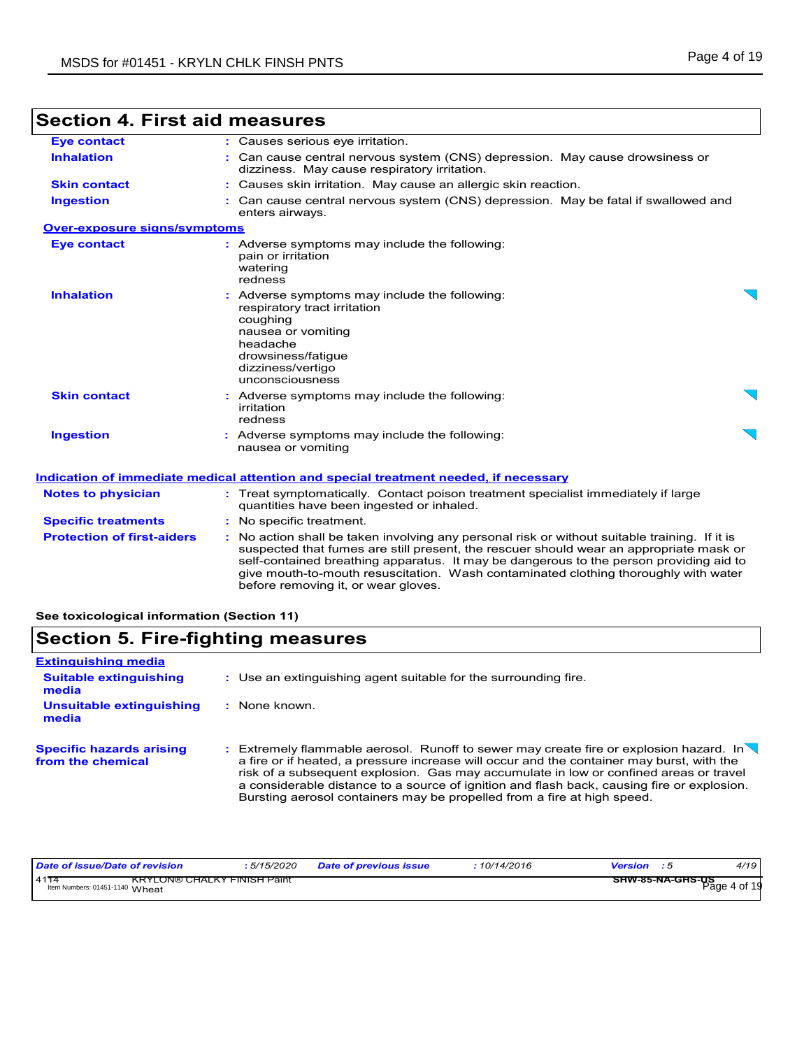## Section 4. First aid measures

| | |
|---|---|
| **Eye contact** | : Causes serious eye irritation. |
| **Inhalation** | : Can cause central nervous system (CNS) depression. May cause drowsiness or dizziness. May cause respiratory irritation. |
| **Skin contact** | : Causes skin irritation. May cause an allergic skin reaction. |
| **Ingestion** | : Can cause central nervous system (CNS) depression. May be fatal if swallowed and enters airways. |

**Over-exposure signs/symptoms**

| | |
|---|---|
| **Eye contact** | : Adverse symptoms may include the following:<br>pain or irritation<br>watering<br>redness |
| **Inhalation** | : Adverse symptoms may include the following:<br>respiratory tract irritation<br>coughing<br>nausea or vomiting<br>headache<br>drowsiness/fatigue<br>dizziness/vertigo<br>unconsciousness |
| **Skin contact** | : Adverse symptoms may include the following:<br>irritation<br>redness |
| **Ingestion** | : Adverse symptoms may include the following:<br>nausea or vomiting |

**Indication of immediate medical attention and special treatment needed, if necessary**

| | |
|---|---|
| **Notes to physician** | : Treat symptomatically. Contact poison treatment specialist immediately if large quantities have been ingested or inhaled. |
| **Specific treatments** | : No specific treatment. |
| **Protection of first-aiders** | : No action shall be taken involving any personal risk or without suitable training. If it is suspected that fumes are still present, the rescuer should wear an appropriate mask or self-contained breathing apparatus. It may be dangerous to the person providing aid to give mouth-to-mouth resuscitation. Wash contaminated clothing thoroughly with water before removing it, or wear gloves. |

**See toxicological information (Section 11)**

## Section 5. Fire-fighting measures

**Extinguishing media**

| | |
|---|---|
| **Suitable extinguishing media** | : Use an extinguishing agent suitable for the surrounding fire. |
| **Unsuitable extinguishing media** | : None known. |
| **Specific hazards arising from the chemical** | : Extremely flammable aerosol. Runoff to sewer may create fire or explosion hazard. In a fire or if heated, a pressure increase will occur and the container may burst, with the risk of a subsequent explosion. Gas may accumulate in low or confined areas or travel a considerable distance to a source of ignition and flash back, causing fire or explosion. Bursting aerosol containers may be propelled from a fire at high speed. |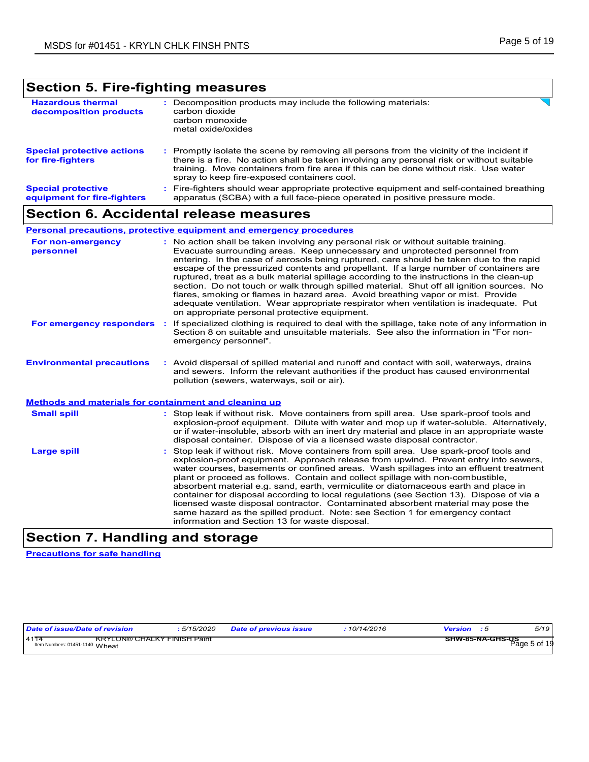## Section 5. Fire-fighting measures

**Hazardous thermal decomposition products** : Decomposition products may include the following materials:
carbon dioxide
carbon monoxide
metal oxide/oxides

**Special protective actions for fire-fighters** : Promptly isolate the scene by removing all persons from the vicinity of the incident if there is a fire. No action shall be taken involving any personal risk or without suitable training. Move containers from fire area if this can be done without risk. Use water spray to keep fire-exposed containers cool.

**Special protective equipment for fire-fighters** : Fire-fighters should wear appropriate protective equipment and self-contained breathing apparatus (SCBA) with a full face-piece operated in positive pressure mode.

## Section 6. Accidental release measures

### Personal precautions, protective equipment and emergency procedures

**For non-emergency personnel** : No action shall be taken involving any personal risk or without suitable training. Evacuate surrounding areas. Keep unnecessary and unprotected personnel from entering. In the case of aerosols being ruptured, care should be taken due to the rapid escape of the pressurized contents and propellant. If a large number of containers are ruptured, treat as a bulk material spillage according to the instructions in the clean-up section. Do not touch or walk through spilled material. Shut off all ignition sources. No flares, smoking or flames in hazard area. Avoid breathing vapor or mist. Provide adequate ventilation. Wear appropriate respirator when ventilation is inadequate. Put on appropriate personal protective equipment.

**For emergency responders** : If specialized clothing is required to deal with the spillage, take note of any information in Section 8 on suitable and unsuitable materials. See also the information in "For non-emergency personnel".

**Environmental precautions** : Avoid dispersal of spilled material and runoff and contact with soil, waterways, drains and sewers. Inform the relevant authorities if the product has caused environmental pollution (sewers, waterways, soil or air).

### Methods and materials for containment and cleaning up

**Small spill** : Stop leak if without risk. Move containers from spill area. Use spark-proof tools and explosion-proof equipment. Dilute with water and mop up if water-soluble. Alternatively, or if water-insoluble, absorb with an inert dry material and place in an appropriate waste disposal container. Dispose of via a licensed waste disposal contractor.

**Large spill** : Stop leak if without risk. Move containers from spill area. Use spark-proof tools and explosion-proof equipment. Approach release from upwind. Prevent entry into sewers, water courses, basements or confined areas. Wash spillages into an effluent treatment plant or proceed as follows. Contain and collect spillage with non-combustible, absorbent material e.g. sand, earth, vermiculite or diatomaceous earth and place in container for disposal according to local regulations (see Section 13). Dispose of via a licensed waste disposal contractor. Contaminated absorbent material may pose the same hazard as the spilled product. Note: see Section 1 for emergency contact information and Section 13 for waste disposal.

## Section 7. Handling and storage

### Precautions for safe handling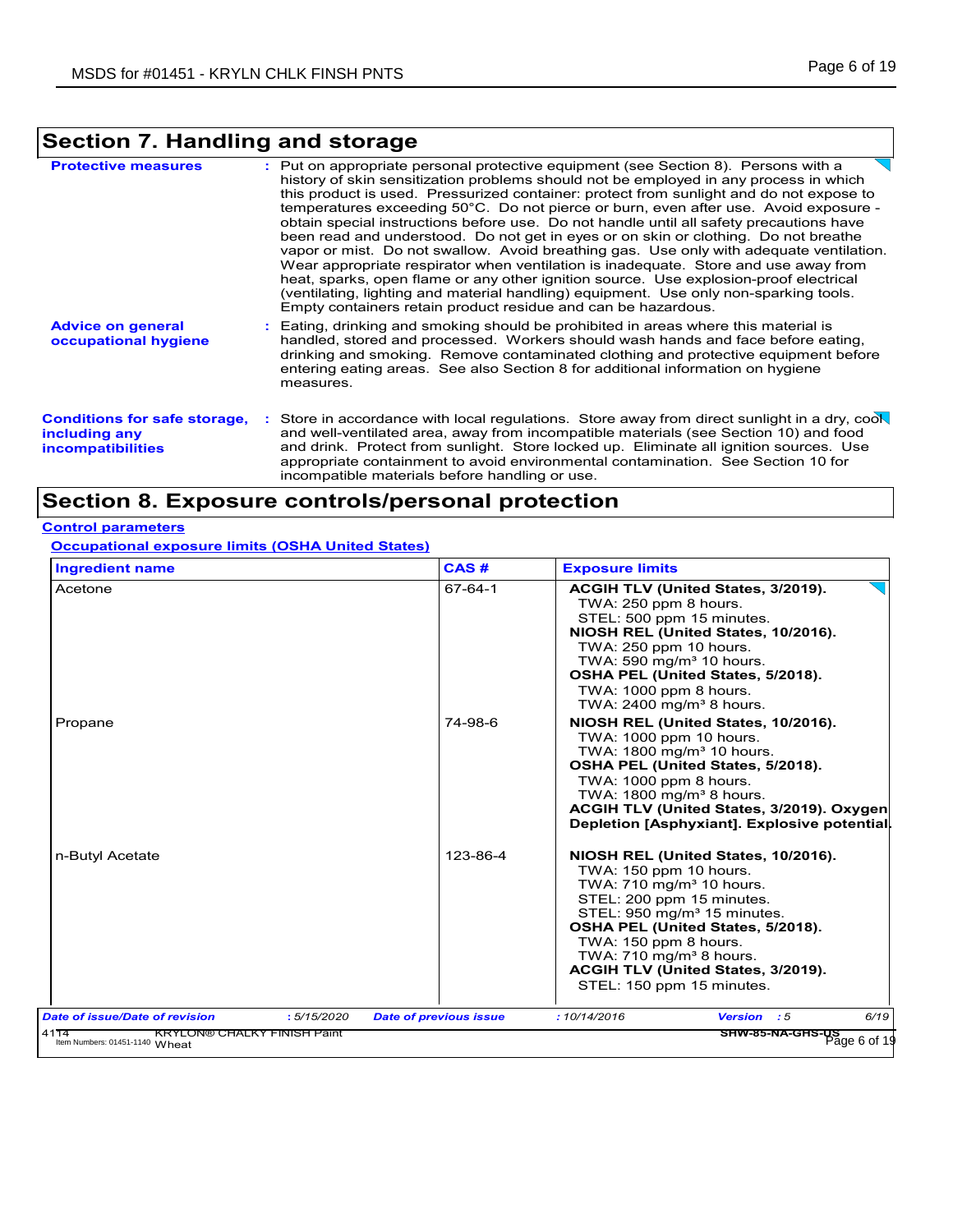## Section 7. Handling and storage

**Protective measures** : Put on appropriate personal protective equipment (see Section 8). Persons with a history of skin sensitization problems should not be employed in any process in which this product is used. Pressurized container: protect from sunlight and do not expose to temperatures exceeding 50°C. Do not pierce or burn, even after use. Avoid exposure - obtain special instructions before use. Do not handle until all safety precautions have been read and understood. Do not get in eyes or on skin or clothing. Do not breathe vapor or mist. Do not swallow. Avoid breathing gas. Use only with adequate ventilation. Wear appropriate respirator when ventilation is inadequate. Store and use away from heat, sparks, open flame or any other ignition source. Use explosion-proof electrical (ventilating, lighting and material handling) equipment. Use only non-sparking tools. Empty containers retain product residue and can be hazardous.

**Advice on general occupational hygiene** : Eating, drinking and smoking should be prohibited in areas where this material is handled, stored and processed. Workers should wash hands and face before eating, drinking and smoking. Remove contaminated clothing and protective equipment before entering eating areas. See also Section 8 for additional information on hygiene measures.

**Conditions for safe storage, including any incompatibilities** : Store in accordance with local regulations. Store away from direct sunlight in a dry, cool and well-ventilated area, away from incompatible materials (see Section 10) and food and drink. Protect from sunlight. Store locked up. Eliminate all ignition sources. Use appropriate containment to avoid environmental contamination. See Section 10 for incompatible materials before handling or use.

## Section 8. Exposure controls/personal protection

**Control parameters**

**Occupational exposure limits (OSHA United States)**

| Ingredient name | CAS # | Exposure limits |
|---|---|---|
| Acetone | 67-64-1 | **ACGIH TLV (United States, 3/2019).**<br>TWA: 250 ppm 8 hours.<br>STEL: 500 ppm 15 minutes.<br>**NIOSH REL (United States, 10/2016).**<br>TWA: 250 ppm 10 hours.<br>TWA: 590 mg/m³ 10 hours.<br>**OSHA PEL (United States, 5/2018).**<br>TWA: 1000 ppm 8 hours.<br>TWA: 2400 mg/m³ 8 hours. |
| Propane | 74-98-6 | **NIOSH REL (United States, 10/2016).**<br>TWA: 1000 ppm 10 hours.<br>TWA: 1800 mg/m³ 10 hours.<br>**OSHA PEL (United States, 5/2018).**<br>TWA: 1000 ppm 8 hours.<br>TWA: 1800 mg/m³ 8 hours.<br>**ACGIH TLV (United States, 3/2019). Oxygen Depletion [Asphyxiant]. Explosive potential.** |
| n-Butyl Acetate | 123-86-4 | **NIOSH REL (United States, 10/2016).**<br>TWA: 150 ppm 10 hours.<br>TWA: 710 mg/m³ 10 hours.<br>STEL: 200 ppm 15 minutes.<br>STEL: 950 mg/m³ 15 minutes.<br>**OSHA PEL (United States, 5/2018).**<br>TWA: 150 ppm 8 hours.<br>TWA: 710 mg/m³ 8 hours.<br>**ACGIH TLV (United States, 3/2019).**<br>STEL: 150 ppm 15 minutes. |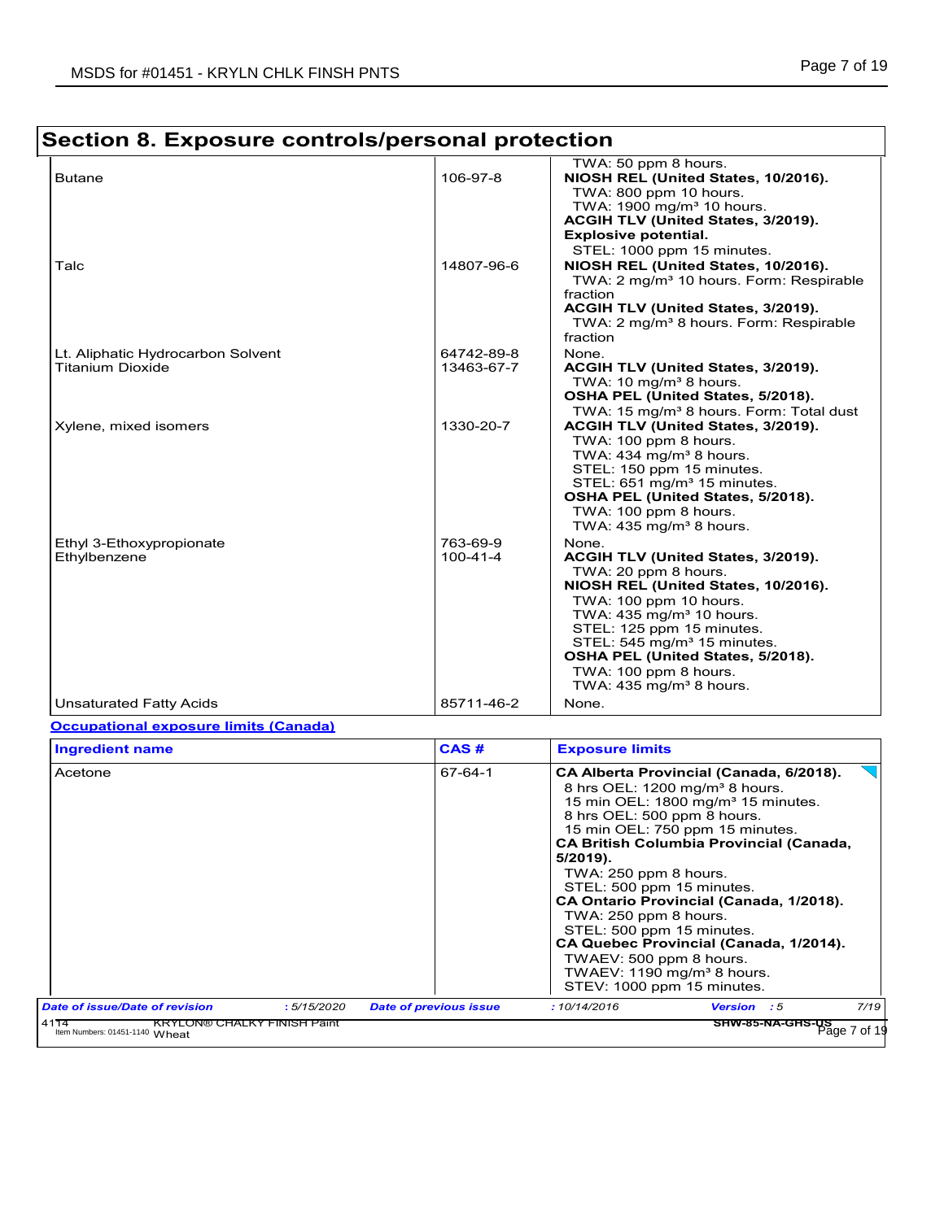## Section 8. Exposure controls/personal protection

| | | |
|---|---|---|
| | | TWA: 50 ppm 8 hours. |
| Butane | 106-97-8 | **NIOSH REL (United States, 10/2016).**<br>TWA: 800 ppm 10 hours.<br>TWA: 1900 mg/m³ 10 hours.<br>**ACGIH TLV (United States, 3/2019).**<br>**Explosive potential.**<br>STEL: 1000 ppm 15 minutes. |
| Talc | 14807-96-6 | **NIOSH REL (United States, 10/2016).**<br>TWA: 2 mg/m³ 10 hours. Form: Respirable fraction<br>**ACGIH TLV (United States, 3/2019).**<br>TWA: 2 mg/m³ 8 hours. Form: Respirable fraction |
| Lt. Aliphatic Hydrocarbon Solvent | 64742-89-8 | None. |
| Titanium Dioxide | 13463-67-7 | **ACGIH TLV (United States, 3/2019).**<br>TWA: 10 mg/m³ 8 hours.<br>**OSHA PEL (United States, 5/2018).**<br>TWA: 15 mg/m³ 8 hours. Form: Total dust |
| Xylene, mixed isomers | 1330-20-7 | **ACGIH TLV (United States, 3/2019).**<br>TWA: 100 ppm 8 hours.<br>TWA: 434 mg/m³ 8 hours.<br>STEL: 150 ppm 15 minutes.<br>STEL: 651 mg/m³ 15 minutes.<br>**OSHA PEL (United States, 5/2018).**<br>TWA: 100 ppm 8 hours.<br>TWA: 435 mg/m³ 8 hours. |
| Ethyl 3-Ethoxypropionate | 763-69-9 | None. |
| Ethylbenzene | 100-41-4 | **ACGIH TLV (United States, 3/2019).**<br>TWA: 20 ppm 8 hours.<br>**NIOSH REL (United States, 10/2016).**<br>TWA: 100 ppm 10 hours.<br>TWA: 435 mg/m³ 10 hours.<br>STEL: 125 ppm 15 minutes.<br>STEL: 545 mg/m³ 15 minutes.<br>**OSHA PEL (United States, 5/2018).**<br>TWA: 100 ppm 8 hours.<br>TWA: 435 mg/m³ 8 hours. |
| Unsaturated Fatty Acids | 85711-46-2 | None. |

**Occupational exposure limits (Canada)**

| Ingredient name | CAS # | Exposure limits |
|---|---|---|
| Acetone | 67-64-1 | **CA Alberta Provincial (Canada, 6/2018).**<br>8 hrs OEL: 1200 mg/m³ 8 hours.<br>15 min OEL: 1800 mg/m³ 15 minutes.<br>8 hrs OEL: 500 ppm 8 hours.<br>15 min OEL: 750 ppm 15 minutes.<br>**CA British Columbia Provincial (Canada, 5/2019).**<br>TWA: 250 ppm 8 hours.<br>STEL: 500 ppm 15 minutes.<br>**CA Ontario Provincial (Canada, 1/2018).**<br>TWA: 250 ppm 8 hours.<br>STEL: 500 ppm 15 minutes.<br>**CA Quebec Provincial (Canada, 1/2014).**<br>TWAEV: 500 ppm 8 hours.<br>TWAEV: 1190 mg/m³ 8 hours.<br>STEV: 1000 ppm 15 minutes. |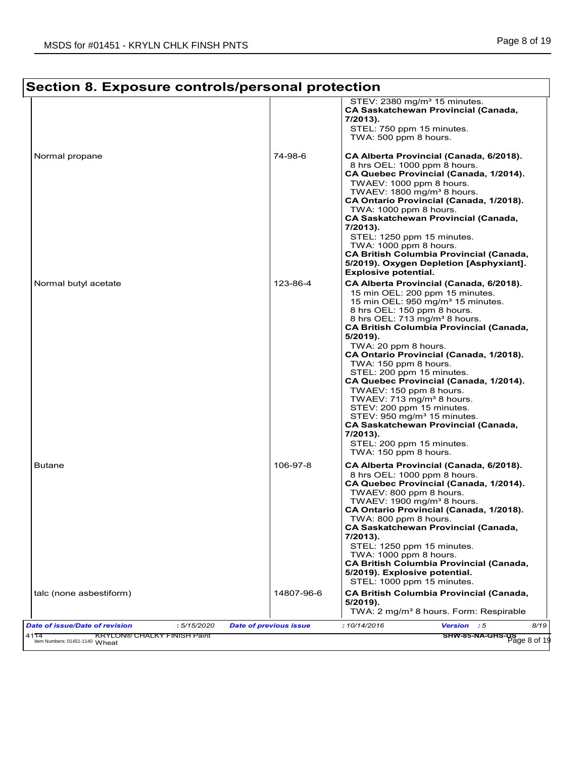## Section 8. Exposure controls/personal protection

| | | |
|---|---|---|
| | | STEV: 2380 mg/m³ 15 minutes.<br>**CA Saskatchewan Provincial (Canada, 7/2013).**<br>STEL: 750 ppm 15 minutes.<br>TWA: 500 ppm 8 hours. |
| Normal propane | 74-98-6 | **CA Alberta Provincial (Canada, 6/2018).**<br>8 hrs OEL: 1000 ppm 8 hours.<br>**CA Quebec Provincial (Canada, 1/2014).**<br>TWAEV: 1000 ppm 8 hours.<br>TWAEV: 1800 mg/m³ 8 hours.<br>**CA Ontario Provincial (Canada, 1/2018).**<br>TWA: 1000 ppm 8 hours.<br>**CA Saskatchewan Provincial (Canada, 7/2013).**<br>STEL: 1250 ppm 15 minutes.<br>TWA: 1000 ppm 8 hours.<br>**CA British Columbia Provincial (Canada, 5/2019). Oxygen Depletion [Asphyxiant]. Explosive potential.** |
| Normal butyl acetate | 123-86-4 | **CA Alberta Provincial (Canada, 6/2018).**<br>15 min OEL: 200 ppm 15 minutes.<br>15 min OEL: 950 mg/m³ 15 minutes.<br>8 hrs OEL: 150 ppm 8 hours.<br>8 hrs OEL: 713 mg/m³ 8 hours.<br>**CA British Columbia Provincial (Canada, 5/2019).**<br>TWA: 20 ppm 8 hours.<br>**CA Ontario Provincial (Canada, 1/2018).**<br>TWA: 150 ppm 8 hours.<br>STEL: 200 ppm 15 minutes.<br>**CA Quebec Provincial (Canada, 1/2014).**<br>TWAEV: 150 ppm 8 hours.<br>TWAEV: 713 mg/m³ 8 hours.<br>STEV: 200 ppm 15 minutes.<br>STEV: 950 mg/m³ 15 minutes.<br>**CA Saskatchewan Provincial (Canada, 7/2013).**<br>STEL: 200 ppm 15 minutes.<br>TWA: 150 ppm 8 hours. |
| Butane | 106-97-8 | **CA Alberta Provincial (Canada, 6/2018).**<br>8 hrs OEL: 1000 ppm 8 hours.<br>**CA Quebec Provincial (Canada, 1/2014).**<br>TWAEV: 800 ppm 8 hours.<br>TWAEV: 1900 mg/m³ 8 hours.<br>**CA Ontario Provincial (Canada, 1/2018).**<br>TWA: 800 ppm 8 hours.<br>**CA Saskatchewan Provincial (Canada, 7/2013).**<br>STEL: 1250 ppm 15 minutes.<br>TWA: 1000 ppm 8 hours.<br>**CA British Columbia Provincial (Canada, 5/2019). Explosive potential.**<br>STEL: 1000 ppm 15 minutes. |
| talc (none asbestiform) | 14807-96-6 | **CA British Columbia Provincial (Canada, 5/2019).**<br>TWA: 2 mg/m³ 8 hours. Form: Respirable |

***Date of issue/Date of revision*** : 5/15/2020 ***Date of previous issue*** : 10/14/2016 ***Version*** : 5

4114 KRYLON® CHALKY FINISH Paint Wheat — Item Numbers: 01451-1140 — SHW-85-NA-GHS-US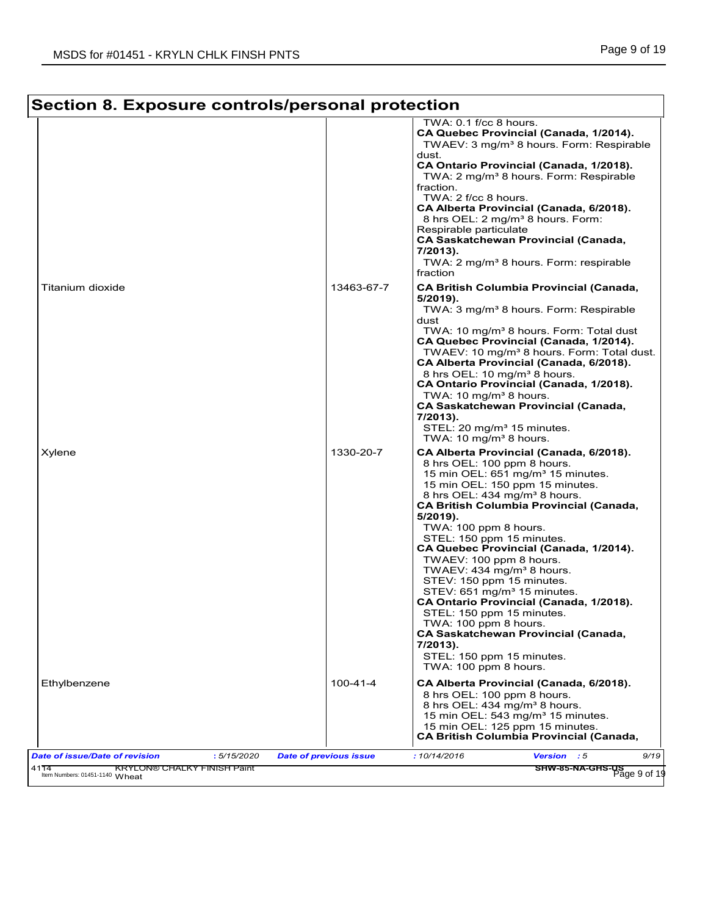## Section 8. Exposure controls/personal protection

| | | |
|---|---|---|
| | | TWA: 0.1 f/cc 8 hours.<br>**CA Quebec Provincial (Canada, 1/2014).**<br>TWAEV: 3 mg/m³ 8 hours. Form: Respirable dust.<br>**CA Ontario Provincial (Canada, 1/2018).**<br>TWA: 2 mg/m³ 8 hours. Form: Respirable fraction.<br>TWA: 2 f/cc 8 hours.<br>**CA Alberta Provincial (Canada, 6/2018).**<br>8 hrs OEL: 2 mg/m³ 8 hours. Form: Respirable particulate<br>**CA Saskatchewan Provincial (Canada, 7/2013).**<br>TWA: 2 mg/m³ 8 hours. Form: respirable fraction |
| Titanium dioxide | 13463-67-7 | **CA British Columbia Provincial (Canada, 5/2019).**<br>TWA: 3 mg/m³ 8 hours. Form: Respirable dust<br>TWA: 10 mg/m³ 8 hours. Form: Total dust<br>**CA Quebec Provincial (Canada, 1/2014).**<br>TWAEV: 10 mg/m³ 8 hours. Form: Total dust.<br>**CA Alberta Provincial (Canada, 6/2018).**<br>8 hrs OEL: 10 mg/m³ 8 hours.<br>**CA Ontario Provincial (Canada, 1/2018).**<br>TWA: 10 mg/m³ 8 hours.<br>**CA Saskatchewan Provincial (Canada, 7/2013).**<br>STEL: 20 mg/m³ 15 minutes.<br>TWA: 10 mg/m³ 8 hours. |
| Xylene | 1330-20-7 | **CA Alberta Provincial (Canada, 6/2018).**<br>8 hrs OEL: 100 ppm 8 hours.<br>15 min OEL: 651 mg/m³ 15 minutes.<br>15 min OEL: 150 ppm 15 minutes.<br>8 hrs OEL: 434 mg/m³ 8 hours.<br>**CA British Columbia Provincial (Canada, 5/2019).**<br>TWA: 100 ppm 8 hours.<br>STEL: 150 ppm 15 minutes.<br>**CA Quebec Provincial (Canada, 1/2014).**<br>TWAEV: 100 ppm 8 hours.<br>TWAEV: 434 mg/m³ 8 hours.<br>STEV: 150 ppm 15 minutes.<br>STEV: 651 mg/m³ 15 minutes.<br>**CA Ontario Provincial (Canada, 1/2018).**<br>STEL: 150 ppm 15 minutes.<br>TWA: 100 ppm 8 hours.<br>**CA Saskatchewan Provincial (Canada, 7/2013).**<br>STEL: 150 ppm 15 minutes.<br>TWA: 100 ppm 8 hours. |
| Ethylbenzene | 100-41-4 | **CA Alberta Provincial (Canada, 6/2018).**<br>8 hrs OEL: 100 ppm 8 hours.<br>8 hrs OEL: 434 mg/m³ 8 hours.<br>15 min OEL: 543 mg/m³ 15 minutes.<br>15 min OEL: 125 ppm 15 minutes.<br>**CA British Columbia Provincial (Canada,** |

***Date of issue/Date of revision*** : 5/15/2020 ***Date of previous issue*** : 10/14/2016 ***Version*** : 5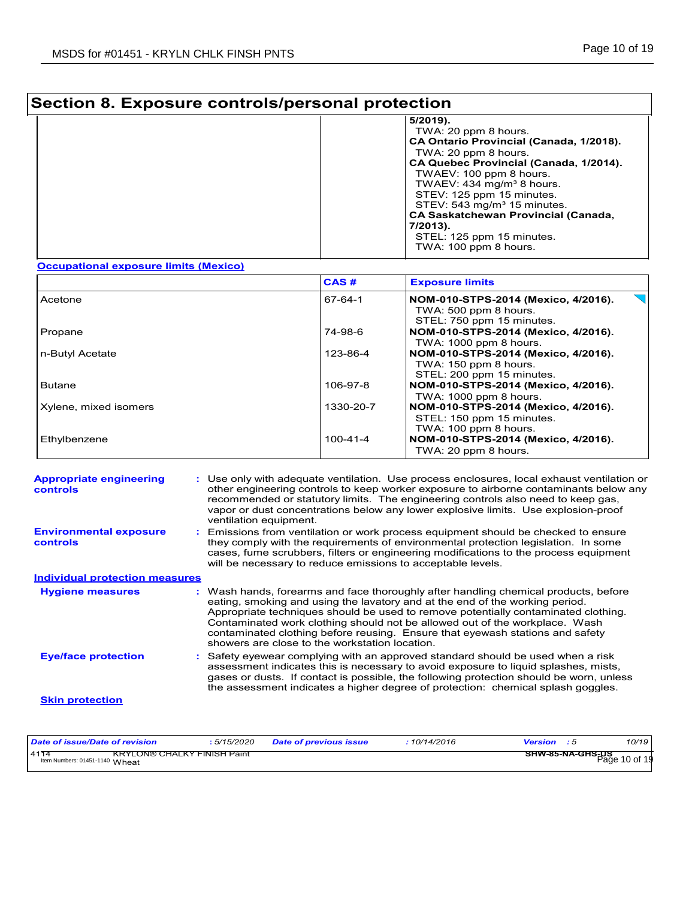## Section 8. Exposure controls/personal protection

| | | |
|---|---|---|
| | | **5/2019).**<br>TWA: 20 ppm 8 hours.<br>**CA Ontario Provincial (Canada, 1/2018).**<br>TWA: 20 ppm 8 hours.<br>**CA Quebec Provincial (Canada, 1/2014).**<br>TWAEV: 100 ppm 8 hours.<br>TWAEV: 434 mg/m³ 8 hours.<br>STEV: 125 ppm 15 minutes.<br>STEV: 543 mg/m³ 15 minutes.<br>**CA Saskatchewan Provincial (Canada, 7/2013).**<br>STEL: 125 ppm 15 minutes.<br>TWA: 100 ppm 8 hours. |

**Occupational exposure limits (Mexico)**

| | CAS # | Exposure limits |
|---|---|---|
| Acetone | 67-64-1 | **NOM-010-STPS-2014 (Mexico, 4/2016).**<br>TWA: 500 ppm 8 hours.<br>STEL: 750 ppm 15 minutes. |
| Propane | 74-98-6 | **NOM-010-STPS-2014 (Mexico, 4/2016).**<br>TWA: 1000 ppm 8 hours. |
| n-Butyl Acetate | 123-86-4 | **NOM-010-STPS-2014 (Mexico, 4/2016).**<br>TWA: 150 ppm 8 hours.<br>STEL: 200 ppm 15 minutes. |
| Butane | 106-97-8 | **NOM-010-STPS-2014 (Mexico, 4/2016).**<br>TWA: 1000 ppm 8 hours. |
| Xylene, mixed isomers | 1330-20-7 | **NOM-010-STPS-2014 (Mexico, 4/2016).**<br>STEL: 150 ppm 15 minutes.<br>TWA: 100 ppm 8 hours. |
| Ethylbenzene | 100-41-4 | **NOM-010-STPS-2014 (Mexico, 4/2016).**<br>TWA: 20 ppm 8 hours. |

**Appropriate engineering controls** : Use only with adequate ventilation. Use process enclosures, local exhaust ventilation or other engineering controls to keep worker exposure to airborne contaminants below any recommended or statutory limits. The engineering controls also need to keep gas, vapor or dust concentrations below any lower explosive limits. Use explosion-proof ventilation equipment.

**Environmental exposure controls** : Emissions from ventilation or work process equipment should be checked to ensure they comply with the requirements of environmental protection legislation. In some cases, fume scrubbers, filters or engineering modifications to the process equipment will be necessary to reduce emissions to acceptable levels.

**Individual protection measures**

**Hygiene measures** : Wash hands, forearms and face thoroughly after handling chemical products, before eating, smoking and using the lavatory and at the end of the working period. Appropriate techniques should be used to remove potentially contaminated clothing. Contaminated work clothing should not be allowed out of the workplace. Wash contaminated clothing before reusing. Ensure that eyewash stations and safety showers are close to the workstation location.

**Eye/face protection** : Safety eyewear complying with an approved standard should be used when a risk assessment indicates this is necessary to avoid exposure to liquid splashes, mists, gases or dusts. If contact is possible, the following protection should be worn, unless the assessment indicates a higher degree of protection: chemical splash goggles.

**Skin protection**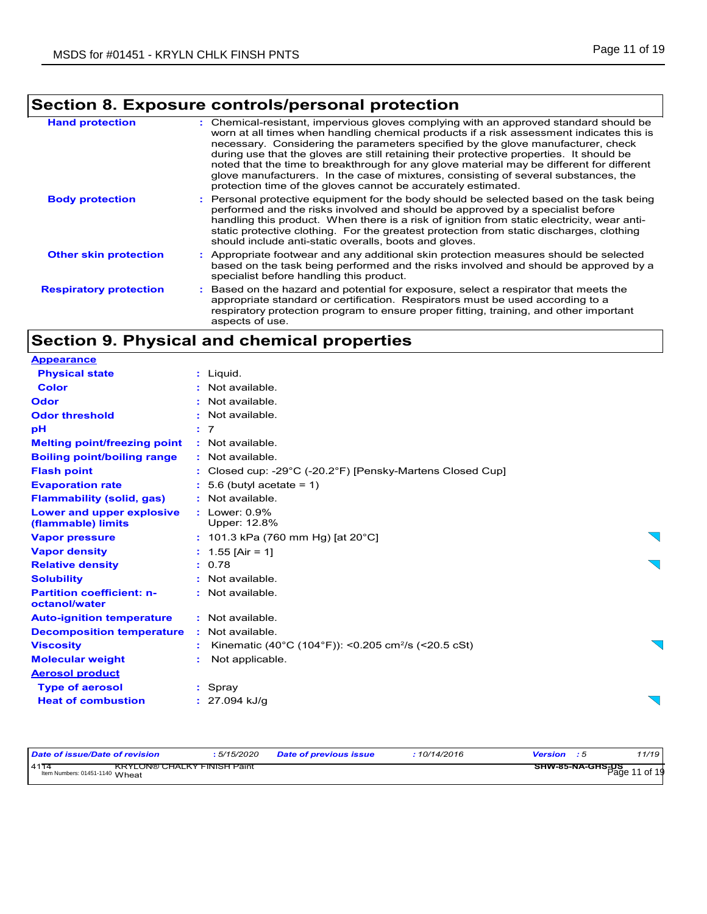## Section 8. Exposure controls/personal protection

| | |
|---|---|
| **Hand protection** | : Chemical-resistant, impervious gloves complying with an approved standard should be worn at all times when handling chemical products if a risk assessment indicates this is necessary. Considering the parameters specified by the glove manufacturer, check during use that the gloves are still retaining their protective properties. It should be noted that the time to breakthrough for any glove material may be different for different glove manufacturers. In the case of mixtures, consisting of several substances, the protection time of the gloves cannot be accurately estimated. |
| **Body protection** | : Personal protective equipment for the body should be selected based on the task being performed and the risks involved and should be approved by a specialist before handling this product. When there is a risk of ignition from static electricity, wear anti-static protective clothing. For the greatest protection from static discharges, clothing should include anti-static overalls, boots and gloves. |
| **Other skin protection** | : Appropriate footwear and any additional skin protection measures should be selected based on the task being performed and the risks involved and should be approved by a specialist before handling this product. |
| **Respiratory protection** | : Based on the hazard and potential for exposure, select a respirator that meets the appropriate standard or certification. Respirators must be used according to a respiratory protection program to ensure proper fitting, training, and other important aspects of use. |

## Section 9. Physical and chemical properties

| | |
|---|---|
| **Appearance** | |
| **Physical state** | : Liquid. |
| **Color** | : Not available. |
| **Odor** | : Not available. |
| **Odor threshold** | : Not available. |
| **pH** | : 7 |
| **Melting point/freezing point** | : Not available. |
| **Boiling point/boiling range** | : Not available. |
| **Flash point** | : Closed cup: -29°C (-20.2°F) [Pensky-Martens Closed Cup] |
| **Evaporation rate** | : 5.6 (butyl acetate = 1) |
| **Flammability (solid, gas)** | : Not available. |
| **Lower and upper explosive (flammable) limits** | : Lower: 0.9%<br>Upper: 12.8% |
| **Vapor pressure** | : 101.3 kPa (760 mm Hg) [at 20°C] |
| **Vapor density** | : 1.55 [Air = 1] |
| **Relative density** | : 0.78 |
| **Solubility** | : Not available. |
| **Partition coefficient: n-octanol/water** | : Not available. |
| **Auto-ignition temperature** | : Not available. |
| **Decomposition temperature** | : Not available. |
| **Viscosity** | : Kinematic (40°C (104°F)): <0.205 $cm^2/s$ (<20.5 cSt) |
| **Molecular weight** | : Not applicable. |
| **Aerosol product** | |
| **Type of aerosol** | : Spray |
| **Heat of combustion** | : 27.094 kJ/g |

| | | | | | |
|---|---|---|---|---|---|
| *Date of issue/Date of revision* | : 5/15/2020 | *Date of previous issue* | : 10/14/2016 | *Version* : 5 | 11/19 |

4114 Item Numbers: 01451-1140 KRYLON® CHALKY FINISH Paint Wheat SHW-85-NA-GHS-US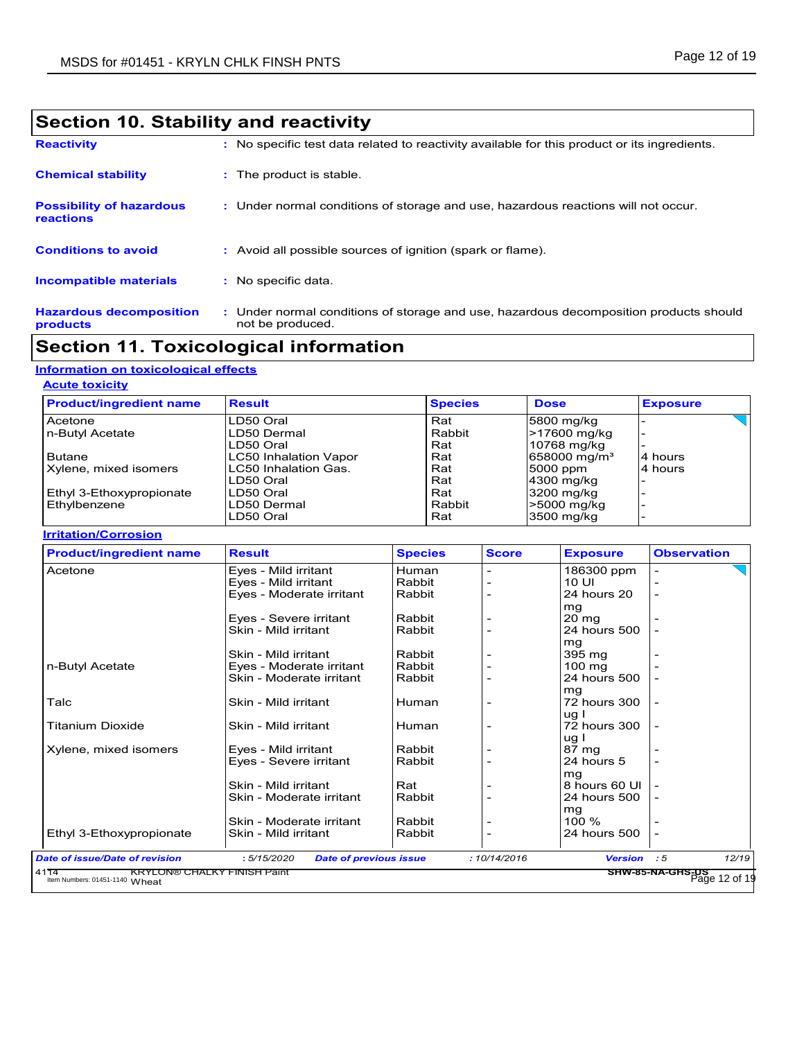## Section 10. Stability and reactivity

**Reactivity** : No specific test data related to reactivity available for this product or its ingredients.

**Chemical stability** : The product is stable.

**Possibility of hazardous reactions** : Under normal conditions of storage and use, hazardous reactions will not occur.

**Conditions to avoid** : Avoid all possible sources of ignition (spark or flame).

**Incompatible materials** : No specific data.

**Hazardous decomposition products** : Under normal conditions of storage and use, hazardous decomposition products should not be produced.

## Section 11. Toxicological information

### Information on toxicological effects

#### Acute toxicity

| Product/ingredient name | Result | Species | Dose | Exposure |
|---|---|---|---|---|
| Acetone | LD50 Oral | Rat | 5800 mg/kg | - |
| n-Butyl Acetate | LD50 Dermal | Rabbit | >17600 mg/kg | - |
| | LD50 Oral | Rat | 10768 mg/kg | - |
| Butane | LC50 Inhalation Vapor | Rat | 658000 mg/m³ | 4 hours |
| Xylene, mixed isomers | LC50 Inhalation Gas. | Rat | 5000 ppm | 4 hours |
| | LD50 Oral | Rat | 4300 mg/kg | - |
| Ethyl 3-Ethoxypropionate | LD50 Oral | Rat | 3200 mg/kg | - |
| Ethylbenzene | LD50 Dermal | Rabbit | >5000 mg/kg | - |
| | LD50 Oral | Rat | 3500 mg/kg | - |

#### Irritation/Corrosion

| Product/ingredient name | Result | Species | Score | Exposure | Observation |
|---|---|---|---|---|---|
| Acetone | Eyes - Mild irritant | Human | - | 186300 ppm | - |
| | Eyes - Mild irritant | Rabbit | - | 10 Ul | - |
| | Eyes - Moderate irritant | Rabbit | - | 24 hours 20 mg | - |
| | Eyes - Severe irritant | Rabbit | - | 20 mg | - |
| | Skin - Mild irritant | Rabbit | - | 24 hours 500 mg | - |
| | Skin - Mild irritant | Rabbit | - | 395 mg | - |
| n-Butyl Acetate | Eyes - Moderate irritant | Rabbit | - | 100 mg | - |
| | Skin - Moderate irritant | Rabbit | - | 24 hours 500 mg | - |
| Talc | Skin - Mild irritant | Human | - | 72 hours 300 ug I | - |
| Titanium Dioxide | Skin - Mild irritant | Human | - | 72 hours 300 ug I | - |
| Xylene, mixed isomers | Eyes - Mild irritant | Rabbit | - | 87 mg | - |
| | Eyes - Severe irritant | Rabbit | - | 24 hours 5 mg | - |
| | Skin - Mild irritant | Rat | - | 8 hours 60 Ul | - |
| | Skin - Moderate irritant | Rabbit | - | 24 hours 500 mg | - |
| | Skin - Moderate irritant | Rabbit | - | 100 % | - |
| Ethyl 3-Ethoxypropionate | Skin - Mild irritant | Rabbit | - | 24 hours 500 | - |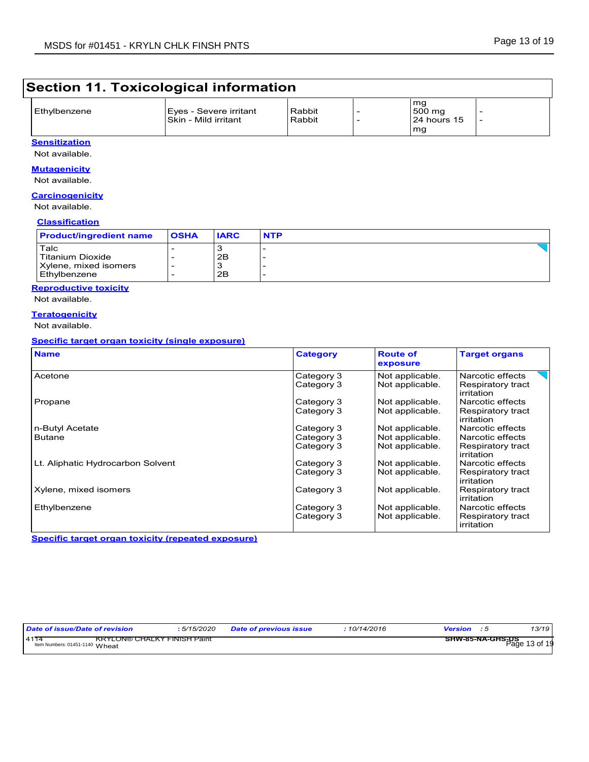## Section 11. Toxicological information

| | | | | | |
|---|---|---|---|---|---|
| Ethylbenzene | Eyes - Severe irritant<br>Skin - Mild irritant | Rabbit<br>Rabbit | -<br>- | mg<br>500 mg<br>24 hours 15<br>mg | -<br>- |

**Sensitization**

Not available.

**Mutagenicity**

Not available.

**Carcinogenicity**

Not available.

**Classification**

| Product/ingredient name | OSHA | IARC | NTP |
|---|---|---|---|
| Talc | - | 3 | - |
| Titanium Dioxide | - | 2B | - |
| Xylene, mixed isomers | - | 3 | - |
| Ethylbenzene | - | 2B | - |

**Reproductive toxicity**

Not available.

**Teratogenicity**

Not available.

**Specific target organ toxicity (single exposure)**

| Name | Category | Route of exposure | Target organs |
|---|---|---|---|
| Acetone | Category 3<br>Category 3 | Not applicable.<br>Not applicable. | Narcotic effects<br>Respiratory tract irritation |
| Propane | Category 3<br>Category 3 | Not applicable.<br>Not applicable. | Narcotic effects<br>Respiratory tract irritation |
| n-Butyl Acetate | Category 3 | Not applicable. | Narcotic effects |
| Butane | Category 3<br>Category 3 | Not applicable.<br>Not applicable. | Narcotic effects<br>Respiratory tract irritation |
| Lt. Aliphatic Hydrocarbon Solvent | Category 3<br>Category 3 | Not applicable.<br>Not applicable. | Narcotic effects<br>Respiratory tract irritation |
| Xylene, mixed isomers | Category 3 | Not applicable. | Respiratory tract irritation |
| Ethylbenzene | Category 3<br>Category 3 | Not applicable.<br>Not applicable. | Narcotic effects<br>Respiratory tract irritation |

**Specific target organ toxicity (repeated exposure)**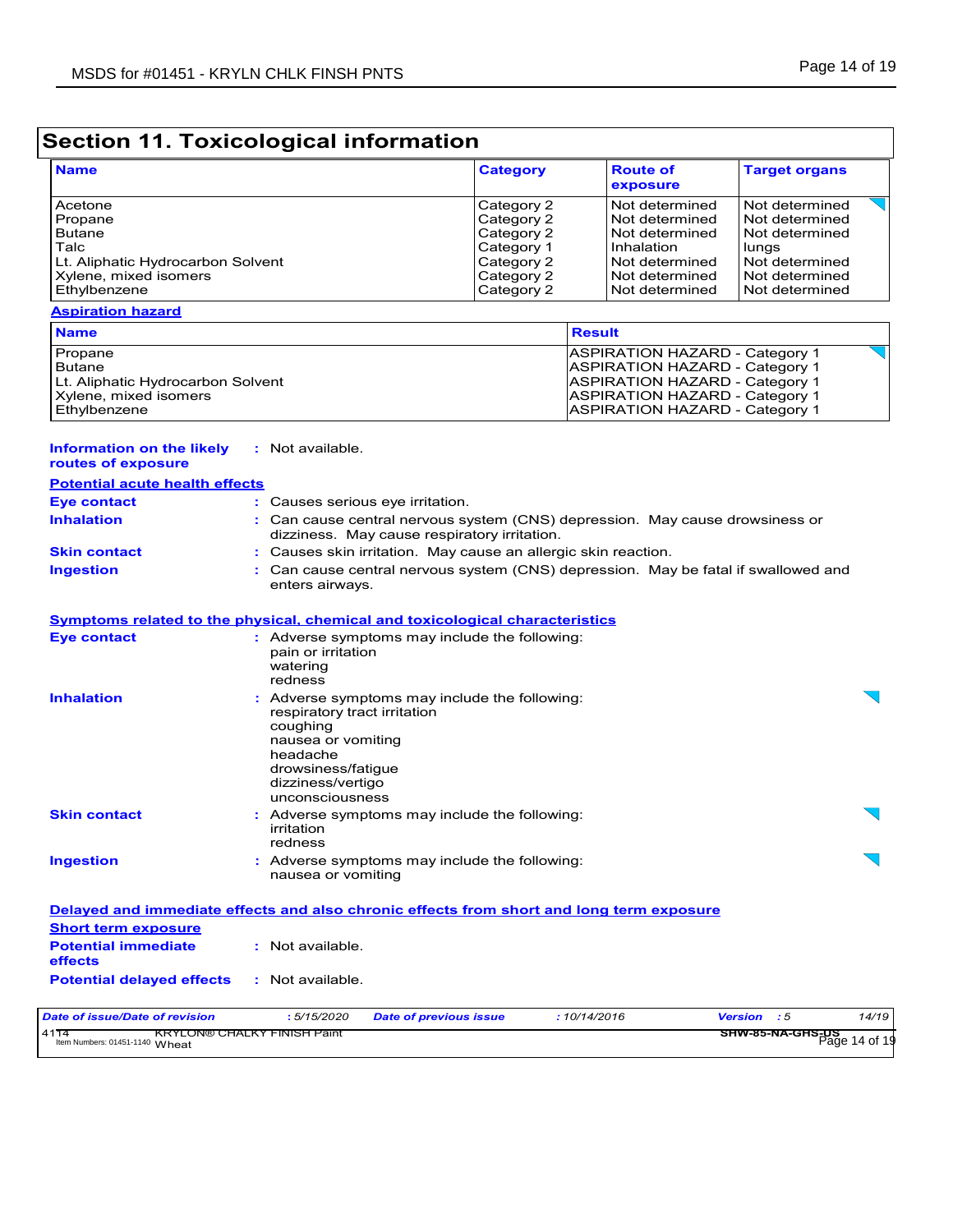## Section 11. Toxicological information

| Name | Category | Route of exposure | Target organs |
|---|---|---|---|
| Acetone | Category 2 | Not determined | Not determined |
| Propane | Category 2 | Not determined | Not determined |
| Butane | Category 2 | Not determined | Not determined |
| Talc | Category 1 | Inhalation | lungs |
| Lt. Aliphatic Hydrocarbon Solvent | Category 2 | Not determined | Not determined |
| Xylene, mixed isomers | Category 2 | Not determined | Not determined |
| Ethylbenzene | Category 2 | Not determined | Not determined |

**Aspiration hazard**

| Name | Result |
|---|---|
| Propane | ASPIRATION HAZARD - Category 1 |
| Butane | ASPIRATION HAZARD - Category 1 |
| Lt. Aliphatic Hydrocarbon Solvent | ASPIRATION HAZARD - Category 1 |
| Xylene, mixed isomers | ASPIRATION HAZARD - Category 1 |
| Ethylbenzene | ASPIRATION HAZARD - Category 1 |

**Information on the likely routes of exposure** : Not available.

**Potential acute health effects**

**Eye contact** : Causes serious eye irritation.

**Inhalation** : Can cause central nervous system (CNS) depression. May cause drowsiness or dizziness. May cause respiratory irritation.

**Skin contact** : Causes skin irritation. May cause an allergic skin reaction.

**Ingestion** : Can cause central nervous system (CNS) depression. May be fatal if swallowed and enters airways.

**Symptoms related to the physical, chemical and toxicological characteristics**

**Eye contact** : Adverse symptoms may include the following:
pain or irritation
watering
redness

**Inhalation** : Adverse symptoms may include the following:
respiratory tract irritation
coughing
nausea or vomiting
headache
drowsiness/fatigue
dizziness/vertigo
unconsciousness

**Skin contact** : Adverse symptoms may include the following:
irritation
redness

**Ingestion** : Adverse symptoms may include the following:
nausea or vomiting

**Delayed and immediate effects and also chronic effects from short and long term exposure**

**Short term exposure**

**Potential immediate effects** : Not available.

**Potential delayed effects** : Not available.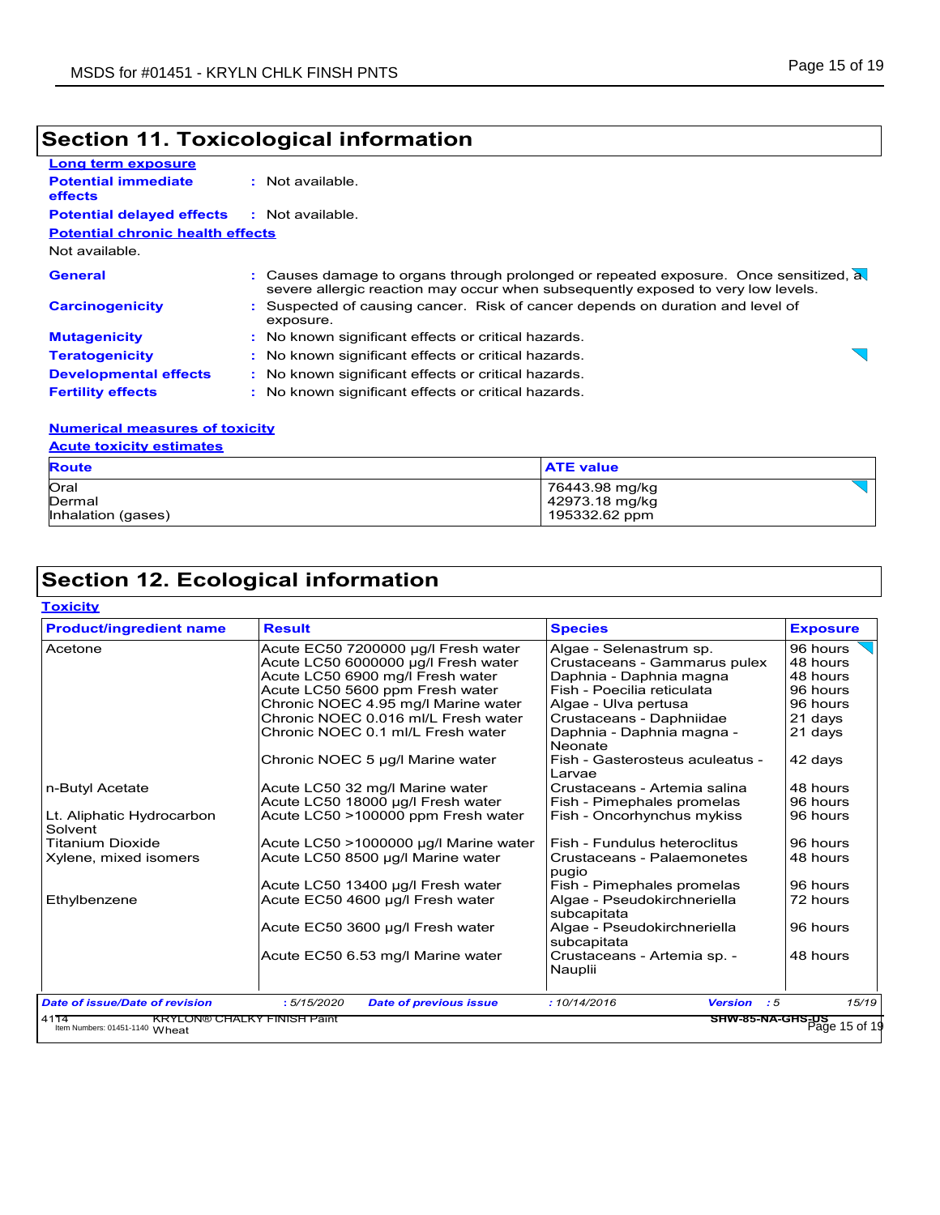## Section 11. Toxicological information

**Long term exposure**

**Potential immediate effects** : Not available.

**Potential delayed effects** : Not available.

**Potential chronic health effects**

Not available.

**General** : Causes damage to organs through prolonged or repeated exposure. Once sensitized, a severe allergic reaction may occur when subsequently exposed to very low levels.

**Carcinogenicity** : Suspected of causing cancer. Risk of cancer depends on duration and level of exposure.

**Mutagenicity** : No known significant effects or critical hazards.

**Teratogenicity** : No known significant effects or critical hazards.

**Developmental effects** : No known significant effects or critical hazards.

**Fertility effects** : No known significant effects or critical hazards.

**Numerical measures of toxicity**

**Acute toxicity estimates**

| Route | ATE value |
|---|---|
| Oral | 76443.98 mg/kg |
| Dermal | 42973.18 mg/kg |
| Inhalation (gases) | 195332.62 ppm |

## Section 12. Ecological information

**Toxicity**

| Product/ingredient name | Result | Species | Exposure |
|---|---|---|---|
| Acetone | Acute EC50 7200000 µg/l Fresh water | Algae - Selenastrum sp. | 96 hours |
| | Acute LC50 6000000 µg/l Fresh water | Crustaceans - Gammarus pulex | 48 hours |
| | Acute LC50 6900 mg/l Fresh water | Daphnia - Daphnia magna | 48 hours |
| | Acute LC50 5600 ppm Fresh water | Fish - Poecilia reticulata | 96 hours |
| | Chronic NOEC 4.95 mg/l Marine water | Algae - Ulva pertusa | 96 hours |
| | Chronic NOEC 0.016 ml/L Fresh water | Crustaceans - Daphniidae | 21 days |
| | Chronic NOEC 0.1 ml/L Fresh water | Daphnia - Daphnia magna - Neonate | 21 days |
| | Chronic NOEC 5 µg/l Marine water | Fish - Gasterosteus aculeatus - Larvae | 42 days |
| n-Butyl Acetate | Acute LC50 32 mg/l Marine water | Crustaceans - Artemia salina | 48 hours |
| | Acute LC50 18000 µg/l Fresh water | Fish - Pimephales promelas | 96 hours |
| Lt. Aliphatic Hydrocarbon Solvent | Acute LC50 >100000 ppm Fresh water | Fish - Oncorhynchus mykiss | 96 hours |
| Titanium Dioxide | Acute LC50 >1000000 µg/l Marine water | Fish - Fundulus heteroclitus | 96 hours |
| Xylene, mixed isomers | Acute LC50 8500 µg/l Marine water | Crustaceans - Palaemonetes pugio | 48 hours |
| | Acute LC50 13400 µg/l Fresh water | Fish - Pimephales promelas | 96 hours |
| Ethylbenzene | Acute EC50 4600 µg/l Fresh water | Algae - Pseudokirchneriella subcapitata | 72 hours |
| | Acute EC50 3600 µg/l Fresh water | Algae - Pseudokirchneriella subcapitata | 96 hours |
| | Acute EC50 6.53 mg/l Marine water | Crustaceans - Artemia sp. - Nauplii | 48 hours |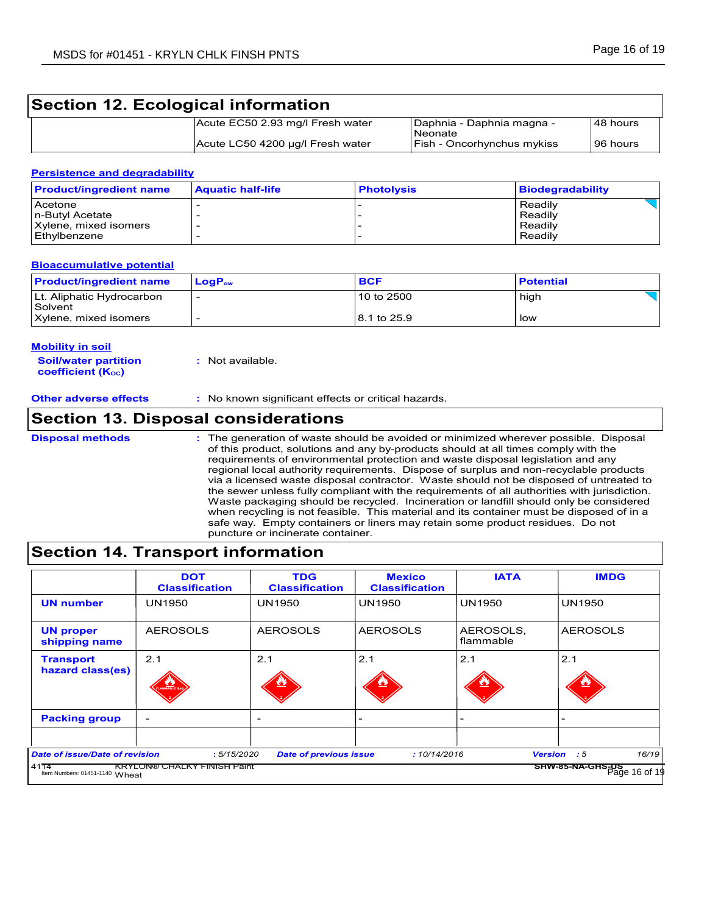## Section 12. Ecological information

| | | | |
|---|---|---|---|
| | Acute EC50 2.93 mg/l Fresh water | Daphnia - Daphnia magna - Neonate | 48 hours |
| | Acute LC50 4200 µg/l Fresh water | Fish - Oncorhynchus mykiss | 96 hours |

### Persistence and degradability

| Product/ingredient name | Aquatic half-life | Photolysis | Biodegradability |
|---|---|---|---|
| Acetone | - | - | Readily |
| n-Butyl Acetate | - | - | Readily |
| Xylene, mixed isomers | - | - | Readily |
| Ethylbenzene | - | - | Readily |

### Bioaccumulative potential

| Product/ingredient name | $LogP_{ow}$ | BCF | Potential |
|---|---|---|---|
| Lt. Aliphatic Hydrocarbon Solvent | - | 10 to 2500 | high |
| Xylene, mixed isomers | - | 8.1 to 25.9 | low |

### Mobility in soil

**Soil/water partition coefficient ($K_{OC}$)** : Not available.

**Other adverse effects** : No known significant effects or critical hazards.

## Section 13. Disposal considerations

**Disposal methods** : The generation of waste should be avoided or minimized wherever possible. Disposal of this product, solutions and any by-products should at all times comply with the requirements of environmental protection and waste disposal legislation and any regional local authority requirements. Dispose of surplus and non-recyclable products via a licensed waste disposal contractor. Waste should not be disposed of untreated to the sewer unless fully compliant with the requirements of all authorities with jurisdiction. Waste packaging should be recycled. Incineration or landfill should only be considered when recycling is not feasible. This material and its container must be disposed of in a safe way. Empty containers or liners may retain some product residues. Do not puncture or incinerate container.

## Section 14. Transport information

| | DOT Classification | TDG Classification | Mexico Classification | IATA | IMDG |
|---|---|---|---|---|---|
| **UN number** | UN1950 | UN1950 | UN1950 | UN1950 | UN1950 |
| **UN proper shipping name** | AEROSOLS | AEROSOLS | AEROSOLS | AEROSOLS, flammable | AEROSOLS |
| **Transport hazard class(es)** | 2.1 | 2.1 | 2.1 | 2.1 | 2.1 |
| **Packing group** | - | - | - | - | - |

*Date of issue/Date of revision* : 5/15/2020 *Date of previous issue* : 10/14/2016 *Version* : 5

4114 KRYLON® CHALKY FINISH Paint Wheat — Item Numbers: 01451-1140 — SHW-85-NA-GHS-US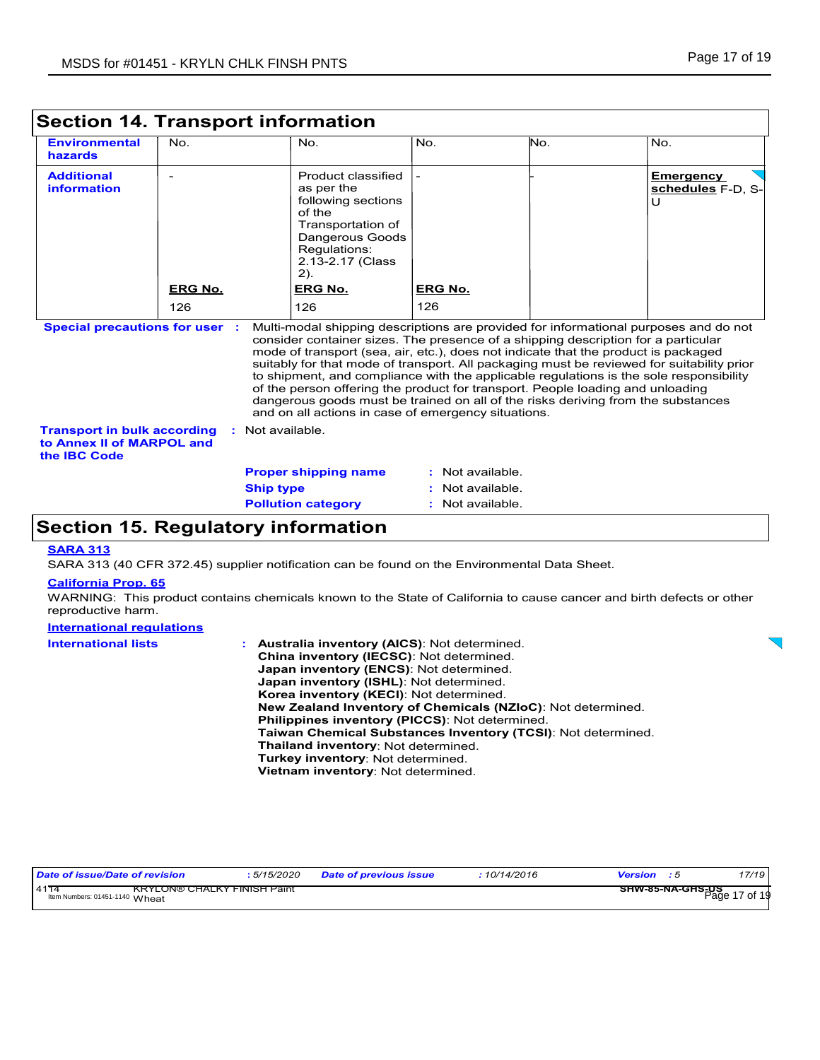## Section 14. Transport information

| | | | | | |
|---|---|---|---|---|---|
| **Environmental hazards** | No. | No. | No. | No. | No. |
| **Additional information** | -<br><br>**ERG No.**<br>126 | Product classified as per the following sections of the Transportation of Dangerous Goods Regulations: 2.13-2.17 (Class 2).<br><br>**ERG No.**<br>126 | -<br><br>**ERG No.**<br>126 | - | **Emergency schedules** F-D, S-U |

**Special precautions for user** : Multi-modal shipping descriptions are provided for informational purposes and do not consider container sizes. The presence of a shipping description for a particular mode of transport (sea, air, etc.), does not indicate that the product is packaged suitably for that mode of transport. All packaging must be reviewed for suitability prior to shipment, and compliance with the applicable regulations is the sole responsibility of the person offering the product for transport. People loading and unloading dangerous goods must be trained on all of the risks deriving from the substances and on all actions in case of emergency situations.

**Transport in bulk according to Annex II of MARPOL and the IBC Code** : Not available.

**Proper shipping name** : Not available.
**Ship type** : Not available.
**Pollution category** : Not available.

## Section 15. Regulatory information

**SARA 313**

SARA 313 (40 CFR 372.45) supplier notification can be found on the Environmental Data Sheet.

**California Prop. 65**

WARNING: This product contains chemicals known to the State of California to cause cancer and birth defects or other reproductive harm.

**International regulations**

**International lists** :
**Australia inventory (AICS)**: Not determined.
**China inventory (IECSC)**: Not determined.
**Japan inventory (ENCS)**: Not determined.
**Japan inventory (ISHL)**: Not determined.
**Korea inventory (KECI)**: Not determined.
**New Zealand Inventory of Chemicals (NZIoC)**: Not determined.
**Philippines inventory (PICCS)**: Not determined.
**Taiwan Chemical Substances Inventory (TCSI)**: Not determined.
**Thailand inventory**: Not determined.
**Turkey inventory**: Not determined.
**Vietnam inventory**: Not determined.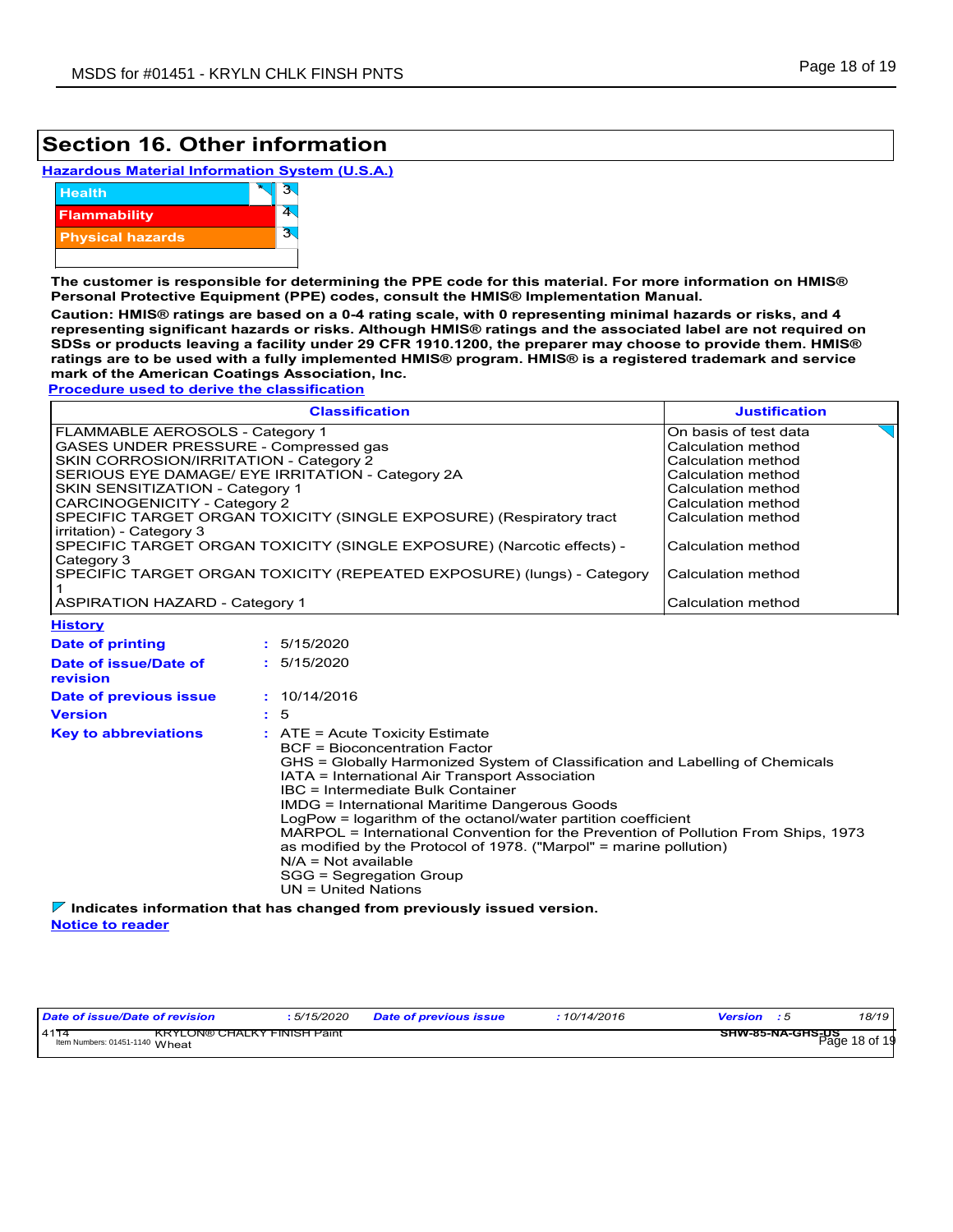## Section 16. Other information

**Hazardous Material Information System (U.S.A.)**

| | | |
|---|---|---|
| Health | * | 3 |
| Flammability | | 4 |
| Physical hazards | | 3 |

**The customer is responsible for determining the PPE code for this material. For more information on HMIS® Personal Protective Equipment (PPE) codes, consult the HMIS® Implementation Manual.**

**Caution: HMIS® ratings are based on a 0-4 rating scale, with 0 representing minimal hazards or risks, and 4 representing significant hazards or risks. Although HMIS® ratings and the associated label are not required on SDSs or products leaving a facility under 29 CFR 1910.1200, the preparer may choose to provide them. HMIS® ratings are to be used with a fully implemented HMIS® program. HMIS® is a registered trademark and service mark of the American Coatings Association, Inc.**

**Procedure used to derive the classification**

| Classification | Justification |
|---|---|
| FLAMMABLE AEROSOLS - Category 1 | On basis of test data |
| GASES UNDER PRESSURE - Compressed gas | Calculation method |
| SKIN CORROSION/IRRITATION - Category 2 | Calculation method |
| SERIOUS EYE DAMAGE/ EYE IRRITATION - Category 2A | Calculation method |
| SKIN SENSITIZATION - Category 1 | Calculation method |
| CARCINOGENICITY - Category 2 | Calculation method |
| SPECIFIC TARGET ORGAN TOXICITY (SINGLE EXPOSURE) (Respiratory tract irritation) - Category 3 | Calculation method |
| SPECIFIC TARGET ORGAN TOXICITY (SINGLE EXPOSURE) (Narcotic effects) - Category 3 | Calculation method |
| SPECIFIC TARGET ORGAN TOXICITY (REPEATED EXPOSURE) (lungs) - Category 1 | Calculation method |
| ASPIRATION HAZARD - Category 1 | Calculation method |

**History**

**Date of printing** : 5/15/2020

**Date of issue/Date of revision** : 5/15/2020

**Date of previous issue** : 10/14/2016

**Version** : 5

**Key to abbreviations** : ATE = Acute Toxicity Estimate
BCF = Bioconcentration Factor
GHS = Globally Harmonized System of Classification and Labelling of Chemicals
IATA = International Air Transport Association
IBC = Intermediate Bulk Container
IMDG = International Maritime Dangerous Goods
LogPow = logarithm of the octanol/water partition coefficient
MARPOL = International Convention for the Prevention of Pollution From Ships, 1973 as modified by the Protocol of 1978. ("Marpol" = marine pollution)
N/A = Not available
SGG = Segregation Group
UN = United Nations

**Indicates information that has changed from previously issued version.**

**Notice to reader**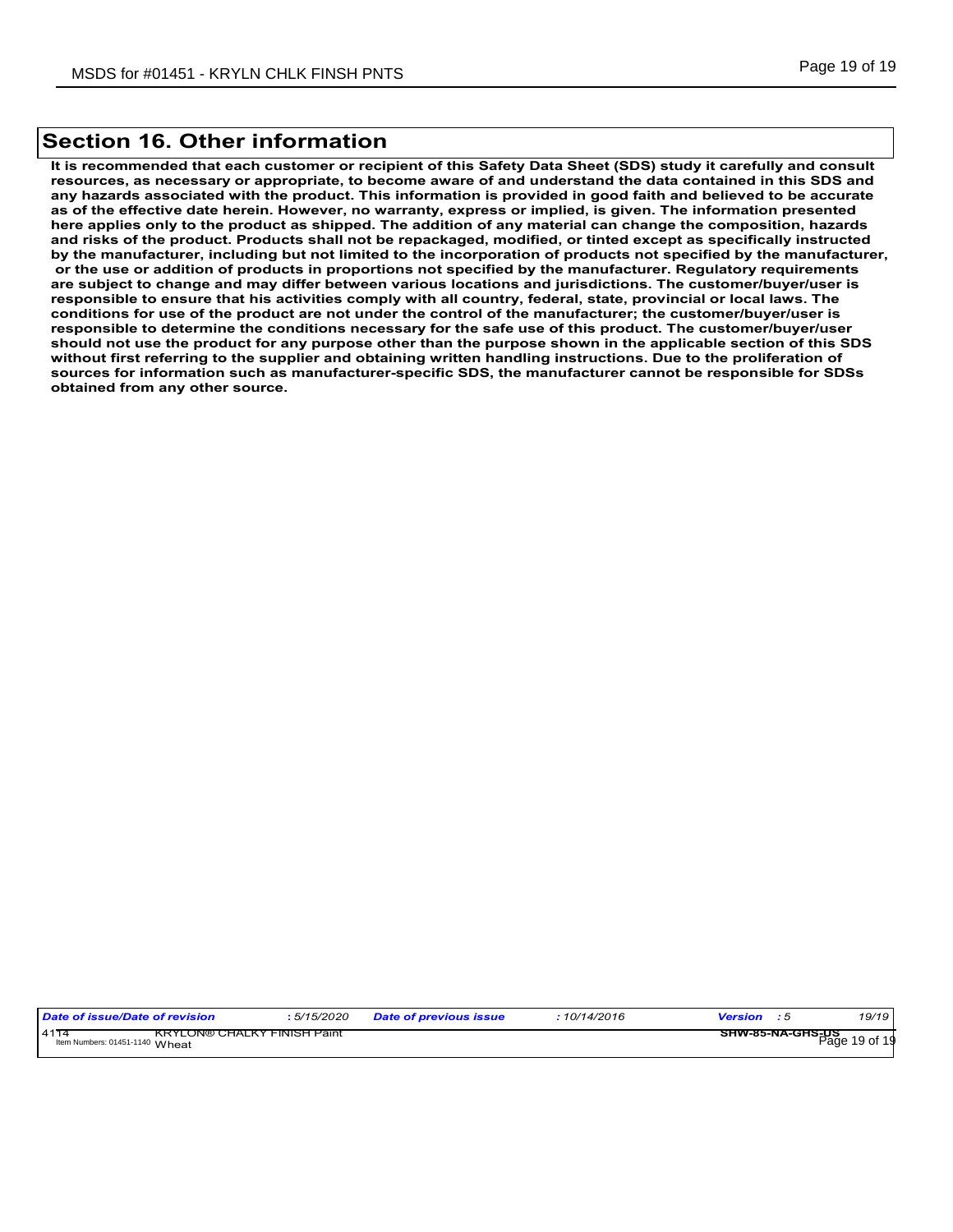## Section 16. Other information

**It is recommended that each customer or recipient of this Safety Data Sheet (SDS) study it carefully and consult resources, as necessary or appropriate, to become aware of and understand the data contained in this SDS and any hazards associated with the product. This information is provided in good faith and believed to be accurate as of the effective date herein. However, no warranty, express or implied, is given. The information presented here applies only to the product as shipped. The addition of any material can change the composition, hazards and risks of the product. Products shall not be repackaged, modified, or tinted except as specifically instructed by the manufacturer, including but not limited to the incorporation of products not specified by the manufacturer, or the use or addition of products in proportions not specified by the manufacturer. Regulatory requirements are subject to change and may differ between various locations and jurisdictions. The customer/buyer/user is responsible to ensure that his activities comply with all country, federal, state, provincial or local laws. The conditions for use of the product are not under the control of the manufacturer; the customer/buyer/user is responsible to determine the conditions necessary for the safe use of this product. The customer/buyer/user should not use the product for any purpose other than the purpose shown in the applicable section of this SDS without first referring to the supplier and obtaining written handling instructions. Due to the proliferation of sources for information such as manufacturer-specific SDS, the manufacturer cannot be responsible for SDSs obtained from any other source.**